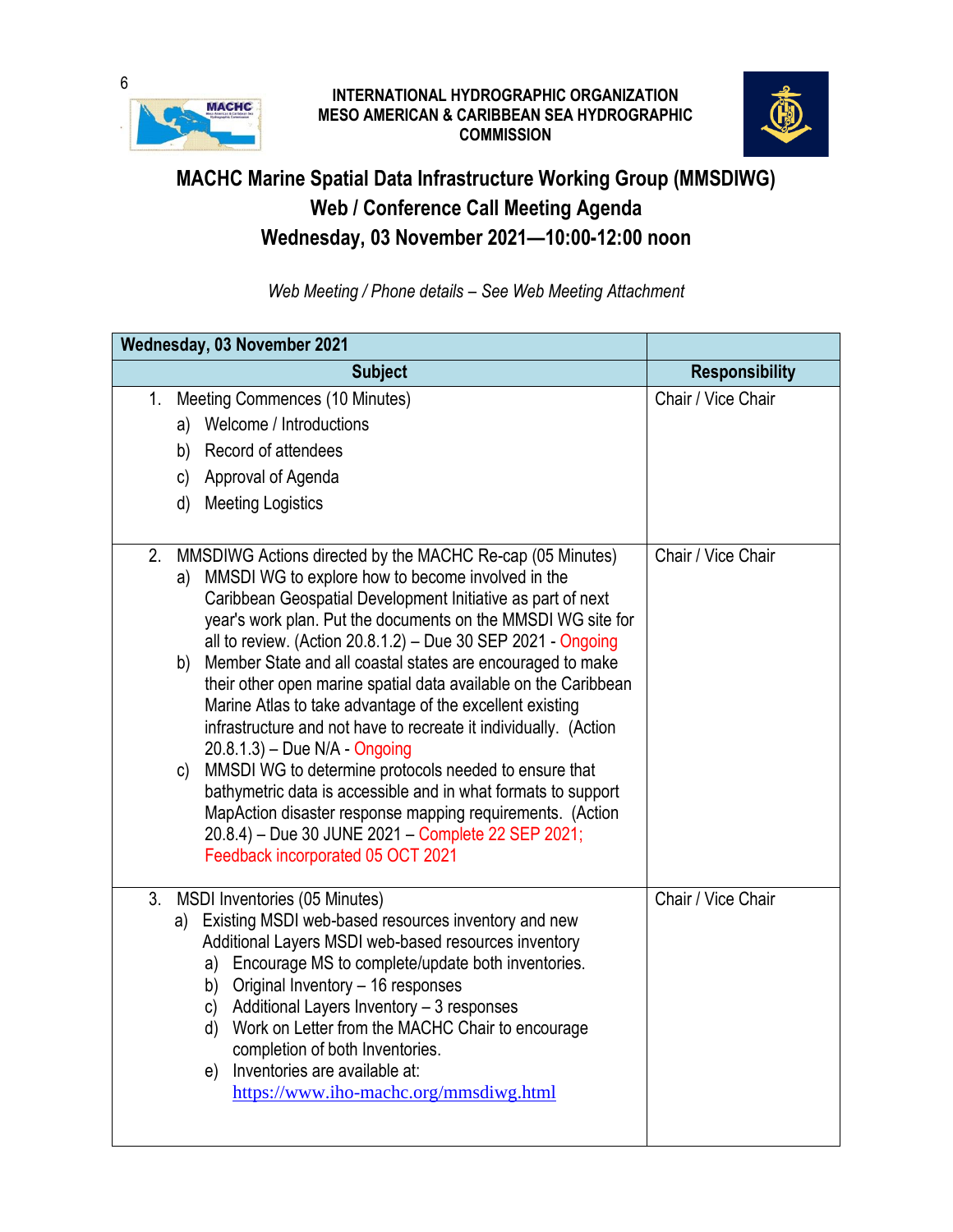INTERNATIONAL HYDROGRAPHIC ORGANIZATION
MESO AMERICAN & CARIBBEAN SEA HYDROGRAPHIC COMMISSION

# MACHC Marine Spatial Data Infrastructure Working Group (MMSDIWG)
## Web / Conference Call Meeting Agenda
## Wednesday, 03 November 2021—10:00-12:00 noon

*Web Meeting / Phone details – See Web Meeting Attachment*

| Wednesday, 03 November 2021 | |
|---|---|
| **Subject** | **Responsibility** |
| 1. Meeting Commences (10 Minutes)<br>a) Welcome / Introductions<br>b) Record of attendees<br>c) Approval of Agenda<br>d) Meeting Logistics | Chair / Vice Chair |
| 2. MMSDIWG Actions directed by the MACHC Re-cap (05 Minutes)<br>a) MMSDI WG to explore how to become involved in the Caribbean Geospatial Development Initiative as part of next year's work plan. Put the documents on the MMSDI WG site for all to review. (Action 20.8.1.2) – Due 30 SEP 2021 - Ongoing<br>b) Member State and all coastal states are encouraged to make their other open marine spatial data available on the Caribbean Marine Atlas to take advantage of the excellent existing infrastructure and not have to recreate it individually. (Action 20.8.1.3) – Due N/A - Ongoing<br>c) MMSDI WG to determine protocols needed to ensure that bathymetric data is accessible and in what formats to support MapAction disaster response mapping requirements. (Action 20.8.4) – Due 30 JUNE 2021 – Complete 22 SEP 2021; Feedback incorporated 05 OCT 2021 | Chair / Vice Chair |
| 3. MSDI Inventories (05 Minutes)<br>a) Existing MSDI web-based resources inventory and new Additional Layers MSDI web-based resources inventory<br>a) Encourage MS to complete/update both inventories.<br>b) Original Inventory – 16 responses<br>c) Additional Layers Inventory – 3 responses<br>d) Work on Letter from the MACHC Chair to encourage completion of both Inventories.<br>e) Inventories are available at: https://www.iho-machc.org/mmsdiwg.html | Chair / Vice Chair |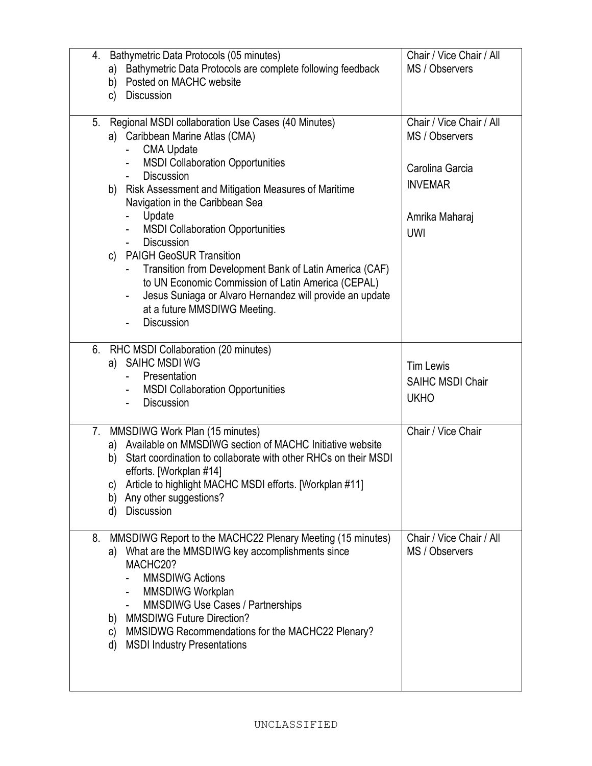| | |
|---|---|
| 4. Bathymetric Data Protocols (05 minutes)<br>a) Bathymetric Data Protocols are complete following feedback<br>b) Posted on MACHC website<br>c) Discussion | Chair / Vice Chair / All MS / Observers |
| 5. Regional MSDI collaboration Use Cases (40 Minutes)<br>a) Caribbean Marine Atlas (CMA)<br>- CMA Update<br>- MSDI Collaboration Opportunities<br>- Discussion<br>b) Risk Assessment and Mitigation Measures of Maritime Navigation in the Caribbean Sea<br>- Update<br>- MSDI Collaboration Opportunities<br>- Discussion<br>c) PAIGH GeoSUR Transition<br>- Transition from Development Bank of Latin America (CAF) to UN Economic Commission of Latin America (CEPAL)<br>- Jesus Suniaga or Alvaro Hernandez will provide an update at a future MMSDIWG Meeting.<br>- Discussion | Chair / Vice Chair / All MS / Observers<br><br>Carolina Garcia<br>INVEMAR<br><br>Amrika Maharaj<br>UWI |
| 6. RHC MSDI Collaboration (20 minutes)<br>a) SAIHC MSDI WG<br>- Presentation<br>- MSDI Collaboration Opportunities<br>- Discussion | Tim Lewis<br>SAIHC MSDI Chair<br>UKHO |
| 7. MMSDIWG Work Plan (15 minutes)<br>a) Available on MMSDIWG section of MACHC Initiative website<br>b) Start coordination to collaborate with other RHCs on their MSDI efforts. [Workplan #14]<br>c) Article to highlight MACHC MSDI efforts. [Workplan #11]<br>b) Any other suggestions?<br>d) Discussion | Chair / Vice Chair |
| 8. MMSDIWG Report to the MACHC22 Plenary Meeting (15 minutes)<br>a) What are the MMSDIWG key accomplishments since MACHC20?<br>- MMSDIWG Actions<br>- MMSDIWG Workplan<br>- MMSDIWG Use Cases / Partnerships<br>b) MMSDIWG Future Direction?<br>c) MMSIDWG Recommendations for the MACHC22 Plenary?<br>d) MSDI Industry Presentations | Chair / Vice Chair / All MS / Observers |

UNCLASSIFIED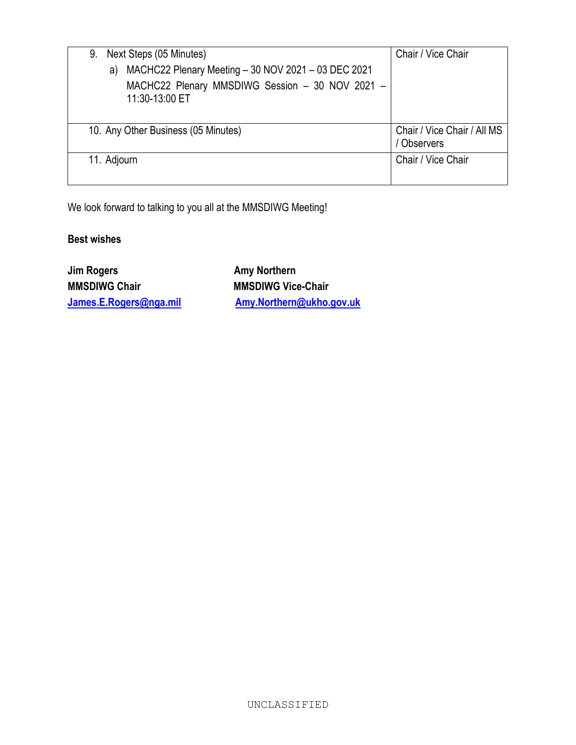| | |
|---|---|
| 9. Next Steps (05 Minutes)<br>a) MACHC22 Plenary Meeting – 30 NOV 2021 – 03 DEC 2021<br>MACHC22 Plenary MMSDIWG Session – 30 NOV 2021 – 11:30-13:00 ET | Chair / Vice Chair |
| 10. Any Other Business (05 Minutes) | Chair / Vice Chair / All MS / Observers |
| 11. Adjourn | Chair / Vice Chair |

We look forward to talking to you all at the MMSDIWG Meeting!

**Best wishes**

**Jim Rogers**
**MMSDIWG Chair**
**James.E.Rogers@nga.mil**

**Amy Northern**
**MMSDIWG Vice-Chair**
**Amy.Northern@ukho.gov.uk**

UNCLASSIFIED